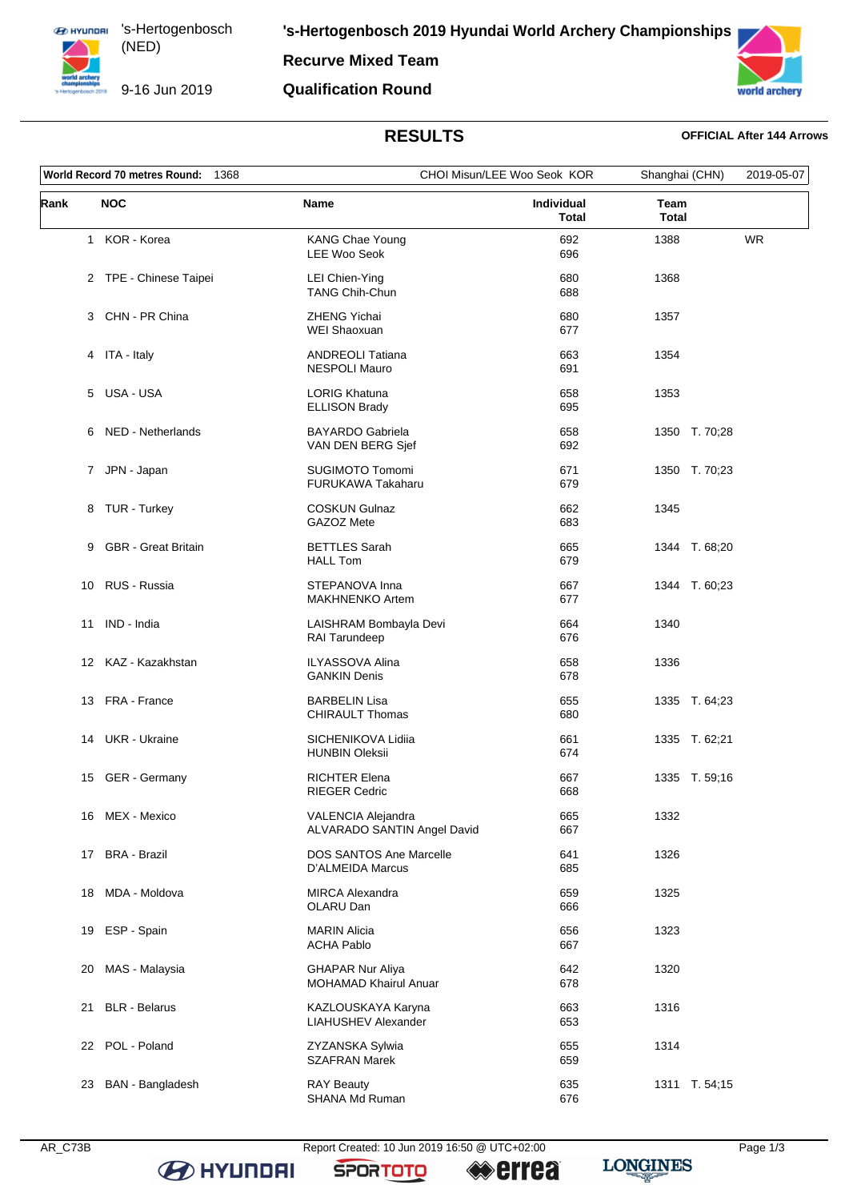# 's-Hertogenbosch 2019 Hyundai World Archery Championships

's-Hertogenbosch (NED)

9-16 Jun 2019

## Recurve Mixed Team

## Qualification Round

## RESULTS

**OFFICIAL After 144 Arrows**

| World Record 70 metres Round: 1368 | CHOI Misun/LEE Woo Seok KOR | Shanghai (CHN) | 2019-05-07 |
|---|---|---|---|

| Rank | NOC | Name | Individual Total | Team Total | |
|---|---|---|---|---|---|
| 1 | KOR - Korea | KANG Chae Young<br>LEE Woo Seok | 692<br>696 | 1388 | WR |
| 2 | TPE - Chinese Taipei | LEI Chien-Ying<br>TANG Chih-Chun | 680<br>688 | 1368 | |
| 3 | CHN - PR China | ZHENG Yichai<br>WEI Shaoxuan | 680<br>677 | 1357 | |
| 4 | ITA - Italy | ANDREOLI Tatiana<br>NESPOLI Mauro | 663<br>691 | 1354 | |
| 5 | USA - USA | LORIG Khatuna<br>ELLISON Brady | 658<br>695 | 1353 | |
| 6 | NED - Netherlands | BAYARDO Gabriela<br>VAN DEN BERG Sjef | 658<br>692 | 1350 T. 70;28 | |
| 7 | JPN - Japan | SUGIMOTO Tomomi<br>FURUKAWA Takaharu | 671<br>679 | 1350 T. 70;23 | |
| 8 | TUR - Turkey | COSKUN Gulnaz<br>GAZOZ Mete | 662<br>683 | 1345 | |
| 9 | GBR - Great Britain | BETTLES Sarah<br>HALL Tom | 665<br>679 | 1344 T. 68;20 | |
| 10 | RUS - Russia | STEPANOVA Inna<br>MAKHNENKO Artem | 667<br>677 | 1344 T. 60;23 | |
| 11 | IND - India | LAISHRAM Bombayla Devi<br>RAI Tarundeep | 664<br>676 | 1340 | |
| 12 | KAZ - Kazakhstan | ILYASSOVA Alina<br>GANKIN Denis | 658<br>678 | 1336 | |
| 13 | FRA - France | BARBELIN Lisa<br>CHIRAULT Thomas | 655<br>680 | 1335 T. 64;23 | |
| 14 | UKR - Ukraine | SICHENIKOVA Lidiia<br>HUNBIN Oleksii | 661<br>674 | 1335 T. 62;21 | |
| 15 | GER - Germany | RICHTER Elena<br>RIEGER Cedric | 667<br>668 | 1335 T. 59;16 | |
| 16 | MEX - Mexico | VALENCIA Alejandra<br>ALVARADO SANTIN Angel David | 665<br>667 | 1332 | |
| 17 | BRA - Brazil | DOS SANTOS Ane Marcelle<br>D'ALMEIDA Marcus | 641<br>685 | 1326 | |
| 18 | MDA - Moldova | MIRCA Alexandra<br>OLARU Dan | 659<br>666 | 1325 | |
| 19 | ESP - Spain | MARIN Alicia<br>ACHA Pablo | 656<br>667 | 1323 | |
| 20 | MAS - Malaysia | GHAPAR Nur Aliya<br>MOHAMAD Khairul Anuar | 642<br>678 | 1320 | |
| 21 | BLR - Belarus | KAZLOUSKAYA Karyna<br>LIAHUSHEV Alexander | 663<br>653 | 1316 | |
| 22 | POL - Poland | ZYZANSKA Sylwia<br>SZAFRAN Marek | 655<br>659 | 1314 | |
| 23 | BAN - Bangladesh | RAY Beauty<br>SHANA Md Ruman | 635<br>676 | 1311 T. 54;15 | |

AR_C73B Report Created: 10 Jun 2019 16:50 @ UTC+02:00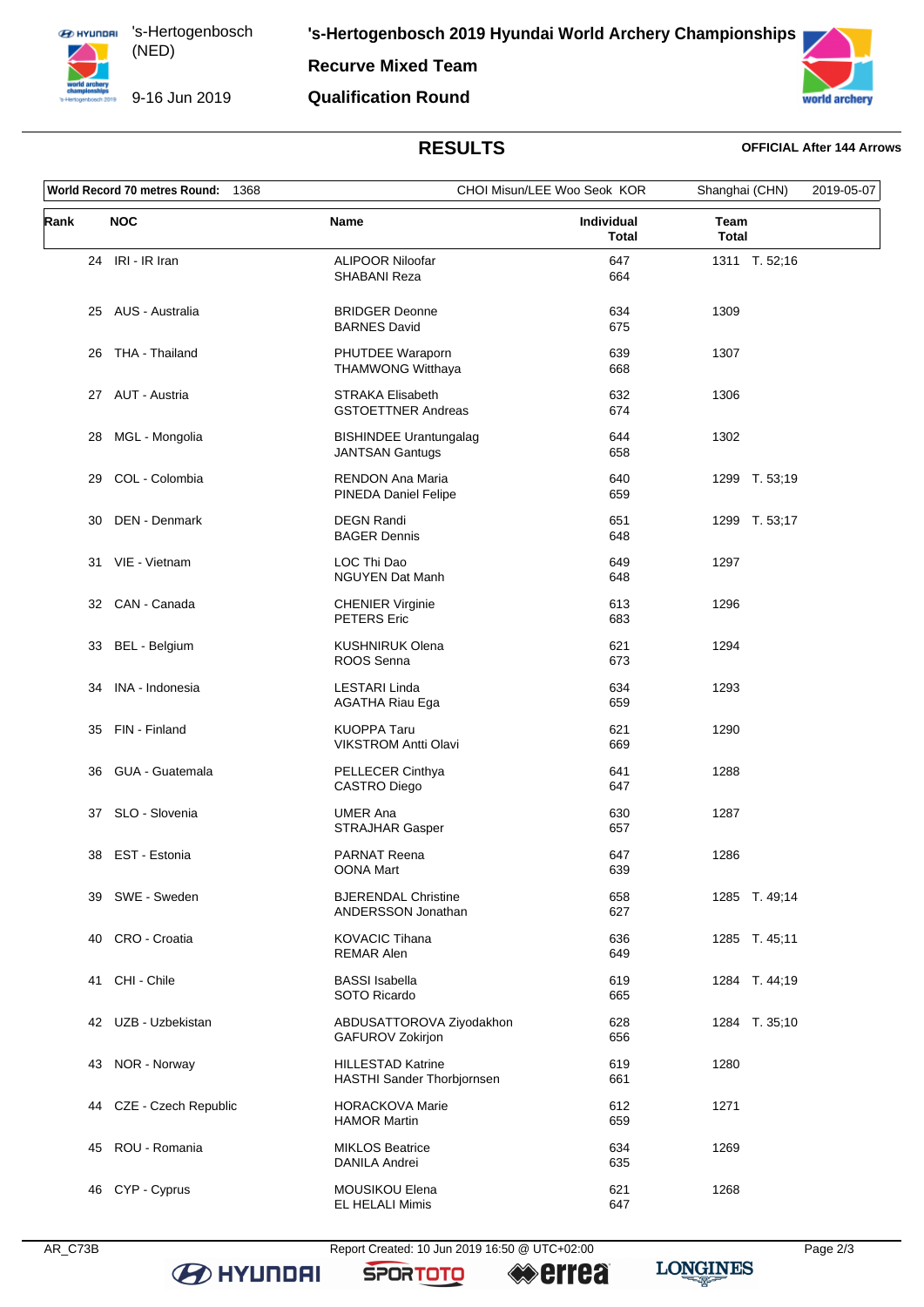# 's-Hertogenbosch 2019 Hyundai World Archery Championships

## Recurve Mixed Team

## Qualification Round

's-Hertogenbosch (NED)

9-16 Jun 2019

### RESULTS

**OFFICIAL After 144 Arrows**

| **World Record 70 metres Round:** 1368 | CHOI Misun/LEE Woo Seok KOR | Shanghai (CHN) | 2019-05-07 |
|---|---|---|---|

| Rank | NOC | Name | Individual Total | Team Total |
|---|---|---|---|---|
| 24 | IRI - IR Iran | ALIPOOR Niloofar<br>SHABANI Reza | 647<br>664 | 1311 T. 52;16 |
| 25 | AUS - Australia | BRIDGER Deonne<br>BARNES David | 634<br>675 | 1309 |
| 26 | THA - Thailand | PHUTDEE Waraporn<br>THAMWONG Witthaya | 639<br>668 | 1307 |
| 27 | AUT - Austria | STRAKA Elisabeth<br>GSTOETTNER Andreas | 632<br>674 | 1306 |
| 28 | MGL - Mongolia | BISHINDEE Urantungalag<br>JANTSAN Gantugs | 644<br>658 | 1302 |
| 29 | COL - Colombia | RENDON Ana Maria<br>PINEDA Daniel Felipe | 640<br>659 | 1299 T. 53;19 |
| 30 | DEN - Denmark | DEGN Randi<br>BAGER Dennis | 651<br>648 | 1299 T. 53;17 |
| 31 | VIE - Vietnam | LOC Thi Dao<br>NGUYEN Dat Manh | 649<br>648 | 1297 |
| 32 | CAN - Canada | CHENIER Virginie<br>PETERS Eric | 613<br>683 | 1296 |
| 33 | BEL - Belgium | KUSHNIRUK Olena<br>ROOS Senna | 621<br>673 | 1294 |
| 34 | INA - Indonesia | LESTARI Linda<br>AGATHA Riau Ega | 634<br>659 | 1293 |
| 35 | FIN - Finland | KUOPPA Taru<br>VIKSTROM Antti Olavi | 621<br>669 | 1290 |
| 36 | GUA - Guatemala | PELLECER Cinthya<br>CASTRO Diego | 641<br>647 | 1288 |
| 37 | SLO - Slovenia | UMER Ana<br>STRAJHAR Gasper | 630<br>657 | 1287 |
| 38 | EST - Estonia | PARNAT Reena<br>OONA Mart | 647<br>639 | 1286 |
| 39 | SWE - Sweden | BJERENDAL Christine<br>ANDERSSON Jonathan | 658<br>627 | 1285 T. 49;14 |
| 40 | CRO - Croatia | KOVACIC Tihana<br>REMAR Alen | 636<br>649 | 1285 T. 45;11 |
| 41 | CHI - Chile | BASSI Isabella<br>SOTO Ricardo | 619<br>665 | 1284 T. 44;19 |
| 42 | UZB - Uzbekistan | ABDUSATTOROVA Ziyodakhon<br>GAFUROV Zokirjon | 628<br>656 | 1284 T. 35;10 |
| 43 | NOR - Norway | HILLESTAD Katrine<br>HASTHI Sander Thorbjornsen | 619<br>661 | 1280 |
| 44 | CZE - Czech Republic | HORACKOVA Marie<br>HAMOR Martin | 612<br>659 | 1271 |
| 45 | ROU - Romania | MIKLOS Beatrice<br>DANILA Andrei | 634<br>635 | 1269 |
| 46 | CYP - Cyprus | MOUSIKOU Elena<br>EL HELALI Mimis | 621<br>647 | 1268 |

AR_C73B Report Created: 10 Jun 2019 16:50 @ UTC+02:00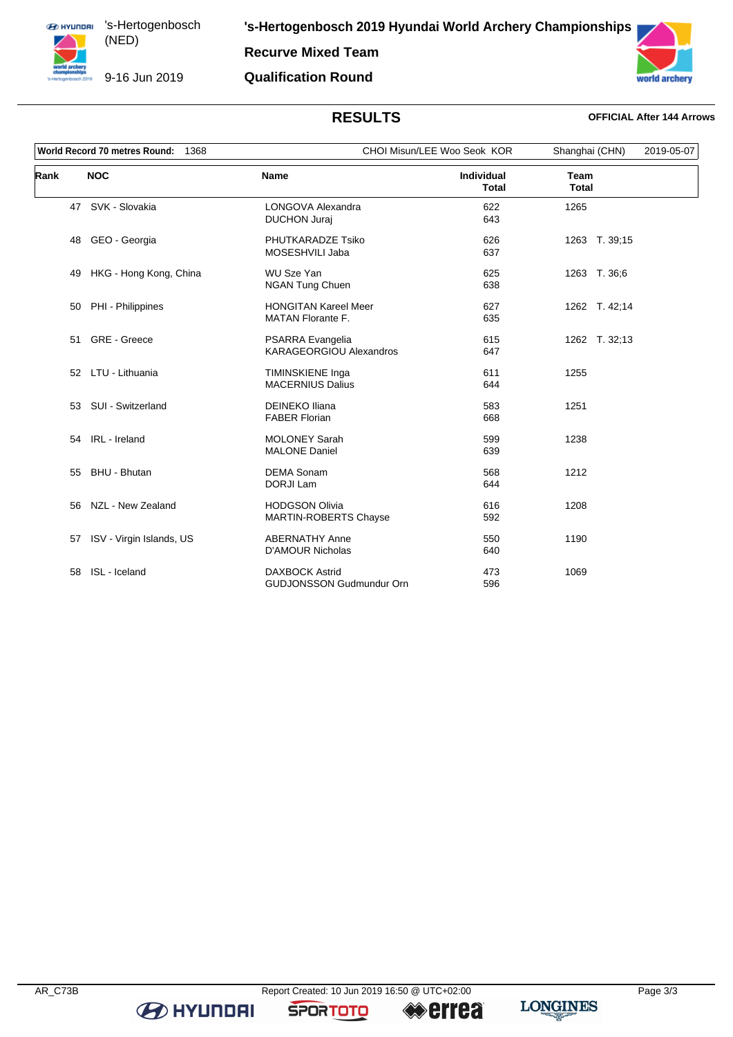's-Hertogenbosch (NED)

9-16 Jun 2019

**'s-Hertogenbosch 2019 Hyundai World Archery Championships**

**Recurve Mixed Team**

**Qualification Round**

## RESULTS

**OFFICIAL After 144 Arrows**

| **World Record 70 metres Round:** 1368 | CHOI Misun/LEE Woo Seok KOR | Shanghai (CHN) | 2019-05-07 |
|---|---|---|---|

| Rank | NOC | Name | Individual Total | Team Total |
|---|---|---|---|---|
| 47 | SVK - Slovakia | LONGOVA Alexandra<br>DUCHON Juraj | 622<br>643 | 1265 |
| 48 | GEO - Georgia | PHUTKARADZE Tsiko<br>MOSESHVILI Jaba | 626<br>637 | 1263 T. 39;15 |
| 49 | HKG - Hong Kong, China | WU Sze Yan<br>NGAN Tung Chuen | 625<br>638 | 1263 T. 36;6 |
| 50 | PHI - Philippines | HONGITAN Kareel Meer<br>MATAN Florante F. | 627<br>635 | 1262 T. 42;14 |
| 51 | GRE - Greece | PSARRA Evangelia<br>KARAGEORGIOU Alexandros | 615<br>647 | 1262 T. 32;13 |
| 52 | LTU - Lithuania | TIMINSKIENE Inga<br>MACERNIUS Dalius | 611<br>644 | 1255 |
| 53 | SUI - Switzerland | DEINEKO Iliana<br>FABER Florian | 583<br>668 | 1251 |
| 54 | IRL - Ireland | MOLONEY Sarah<br>MALONE Daniel | 599<br>639 | 1238 |
| 55 | BHU - Bhutan | DEMA Sonam<br>DORJI Lam | 568<br>644 | 1212 |
| 56 | NZL - New Zealand | HODGSON Olivia<br>MARTIN-ROBERTS Chayse | 616<br>592 | 1208 |
| 57 | ISV - Virgin Islands, US | ABERNATHY Anne<br>D'AMOUR Nicholas | 550<br>640 | 1190 |
| 58 | ISL - Iceland | DAXBOCK Astrid<br>GUDJONSSON Gudmundur Orn | 473<br>596 | 1069 |

AR_C73B Report Created: 10 Jun 2019 16:50 @ UTC+02:00